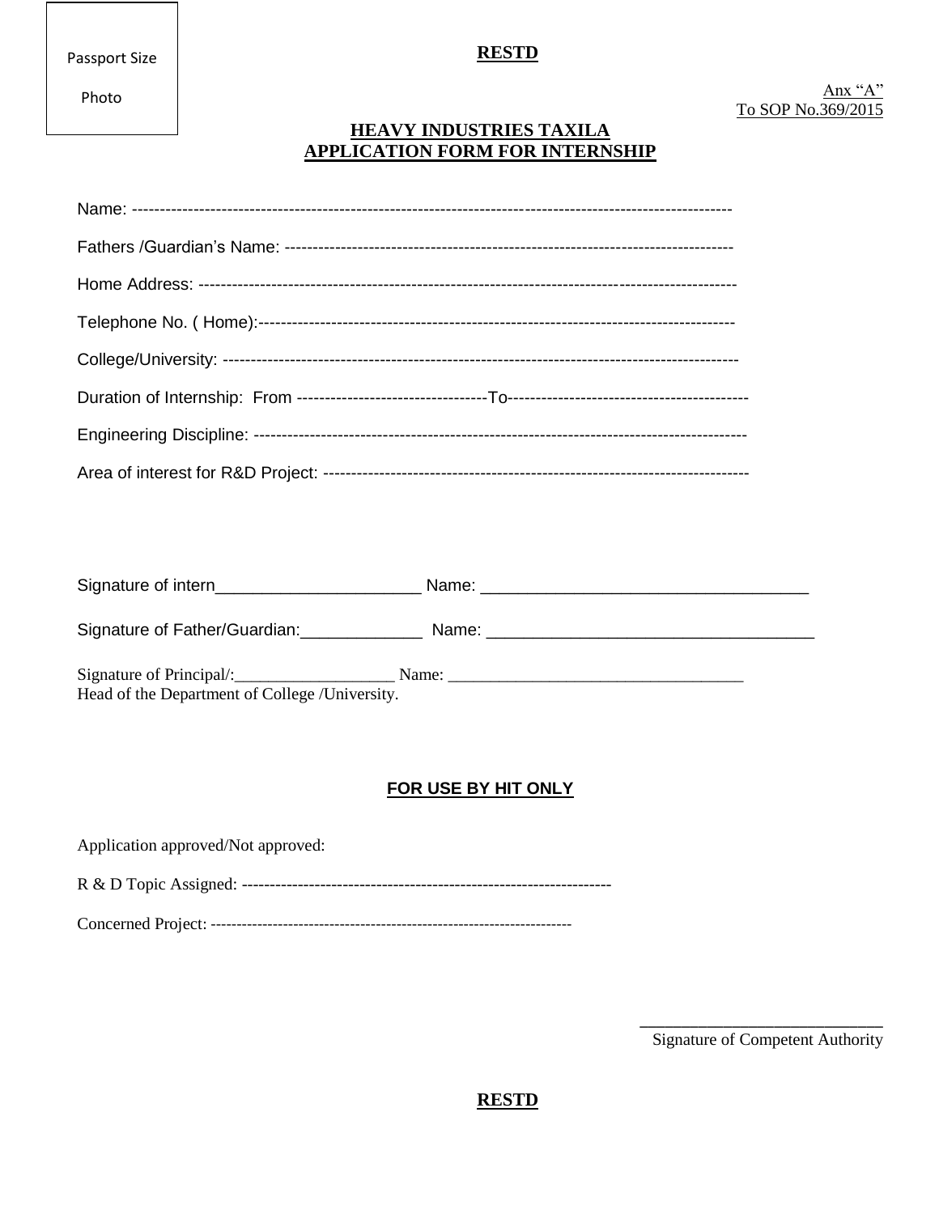Passport Size Photo

**RESTD**

Anx "A"
To SOP No.369/2015

## HEAVY INDUSTRIES TAXILA
## APPLICATION FORM FOR INTERNSHIP

Name: ---------------------------------------------------------------------------------------------------------

Fathers /Guardian's Name: ----------------------------------------------------------------------------------

Home Address: --------------------------------------------------------------------------------------------------

Telephone No. ( Home):-------------------------------------------------------------------------------------

College/University: ---------------------------------------------------------------------------------------------

Duration of Internship: From ---------------------------------To-------------------------------------------

Engineering Discipline: ---------------------------------------------------------------------------------------

Area of interest for R&D Project: ----------------------------------------------------------------------------

Signature of intern______________________ Name: ___________________________________

Signature of Father/Guardian:_____________ Name: ___________________________________

Signature of Principal/:___________________ Name: ___________________________________
Head of the Department of College /University.

### FOR USE BY HIT ONLY

Application approved/Not approved:

R & D Topic Assigned: -----------------------------------------------------------------

Concerned Project: ---------------------------------------------------------------------

___________________________
Signature of Competent Authority

**RESTD**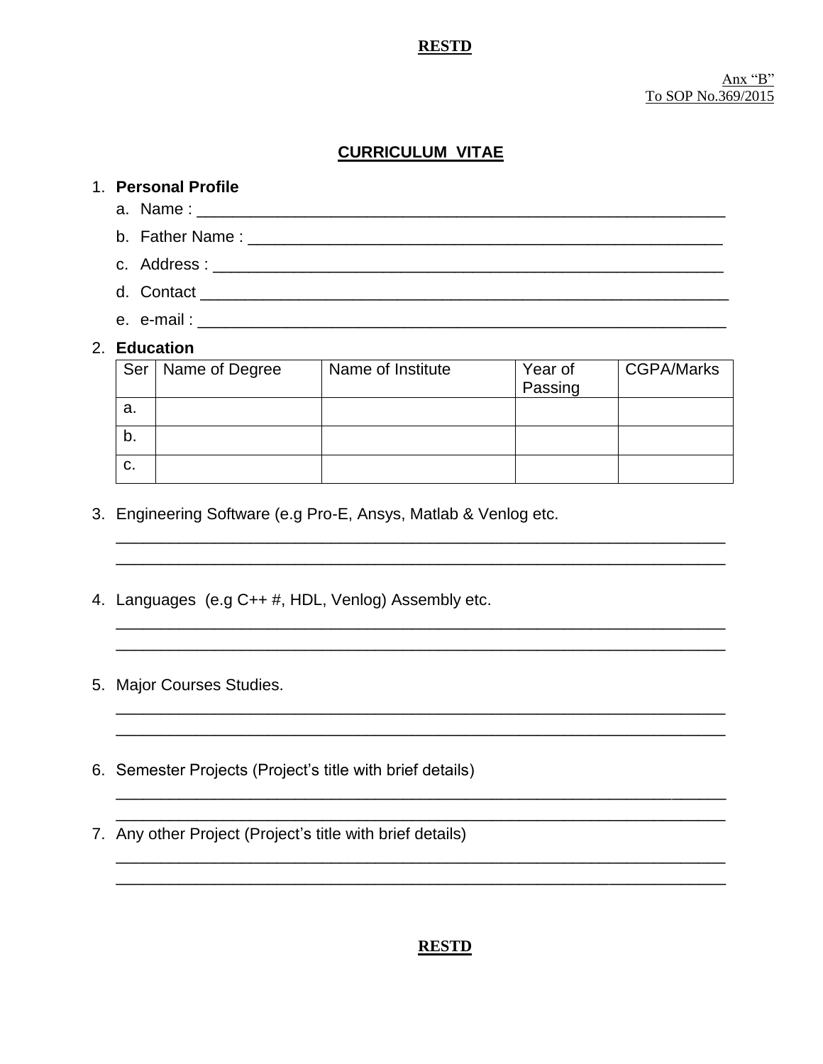Anx “B”
To SOP No.369/2015

# CURRICULUM VITAE

1. **Personal Profile**
   a. Name : ____________________________________________________________
   b. Father Name : ______________________________________________________
   c. Address : __________________________________________________________
   d. Contact ____________________________________________________________
   e. e-mail : ___________________________________________________________

2. **Education**

| Ser | Name of Degree | Name of Institute | Year of Passing | CGPA/Marks |
|---|---|---|---|---|
| a. | | | | |
| b. | | | | |
| c. | | | | |

3. Engineering Software (e.g Pro-E, Ansys, Matlab & Venlog etc.
   ______________________________________________________________________
   ______________________________________________________________________

4. Languages (e.g C++ #, HDL, Venlog) Assembly etc.
   ______________________________________________________________________
   ______________________________________________________________________

5. Major Courses Studies.
   ______________________________________________________________________
   ______________________________________________________________________

6. Semester Projects (Project’s title with brief details)
   ______________________________________________________________________
   ______________________________________________________________________

7. Any other Project (Project’s title with brief details)
   ______________________________________________________________________
   ______________________________________________________________________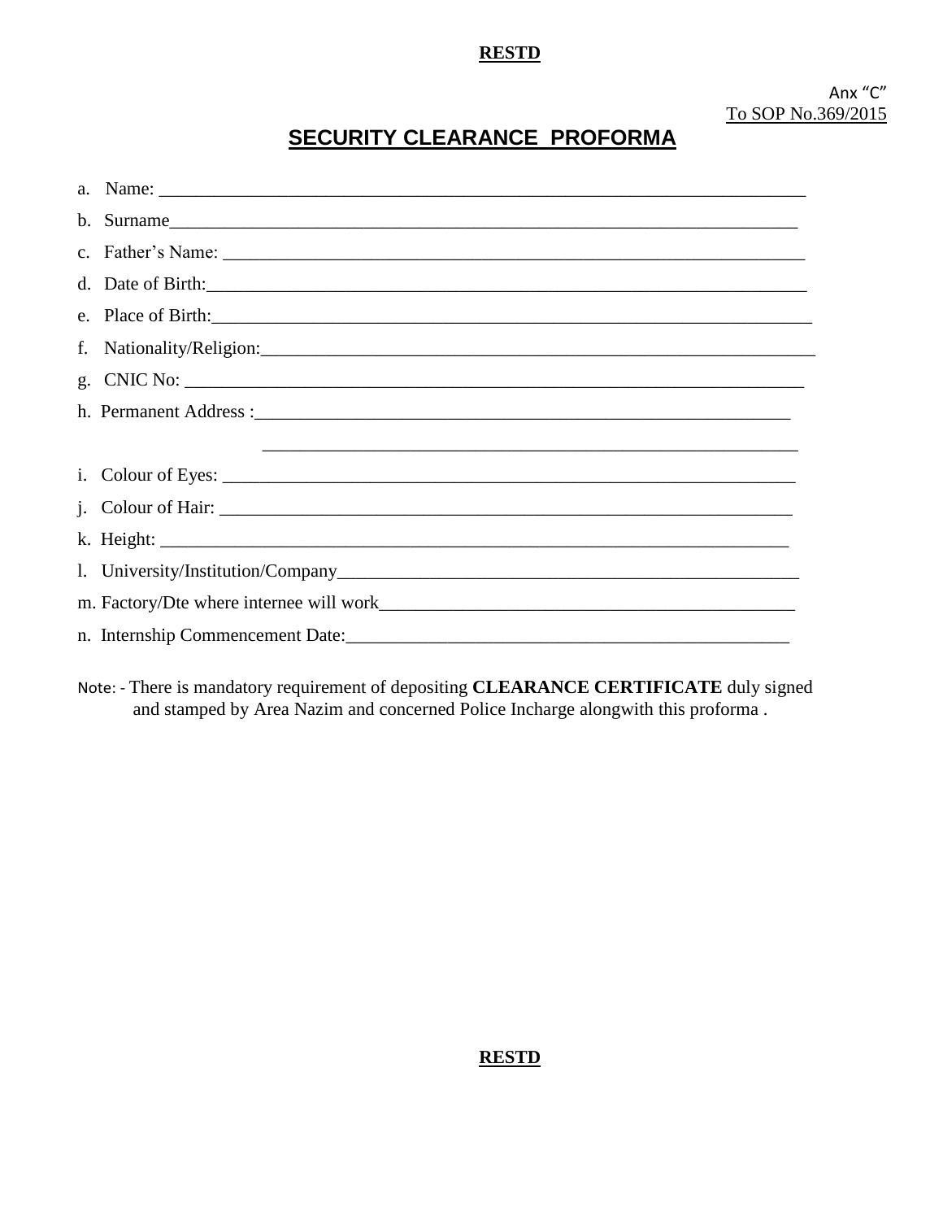**RESTD**

Anx "C"
To SOP No.369/2015

# SECURITY CLEARANCE PROFORMA

a. Name: ____________________________________________

b. Surname____________________________________________

c. Father's Name: ____________________________________________

d. Date of Birth:____________________________________________

e. Place of Birth:____________________________________________

f. Nationality/Religion:____________________________________________

g. CNIC No: ____________________________________________

h. Permanent Address :____________________________________________

____________________________________________

i. Colour of Eyes: ____________________________________________

j. Colour of Hair: ____________________________________________

k. Height: ____________________________________________

l. University/Institution/Company____________________________________________

m. Factory/Dte where internee will work____________________________________________

n. Internship Commencement Date:____________________________________________

Note: - There is mandatory requirement of depositing **CLEARANCE CERTIFICATE** duly signed and stamped by Area Nazim and concerned Police Incharge alongwith this proforma .

**RESTD**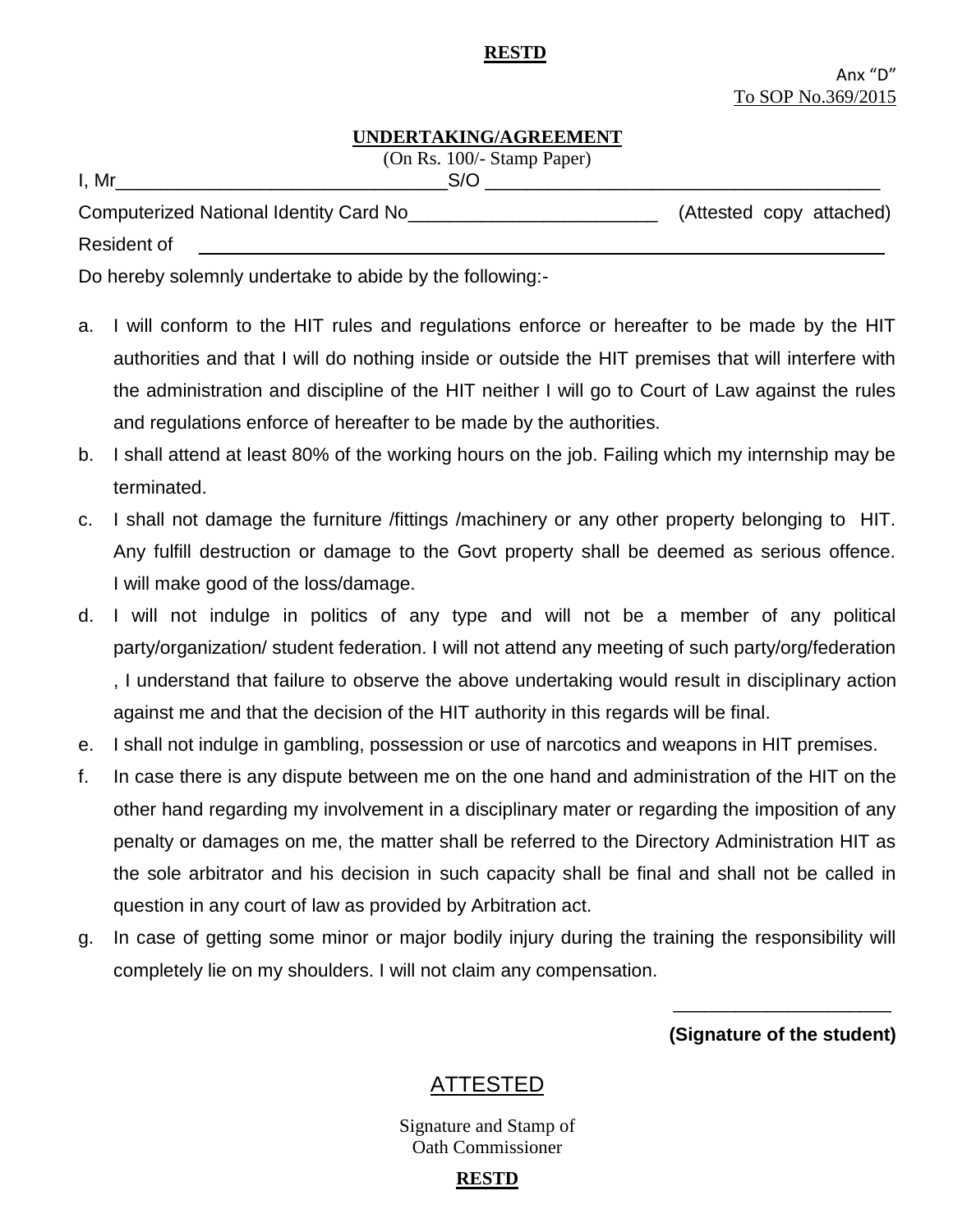**RESTD**

Anx "D"
To SOP No.369/2015

**UNDERTAKING/AGREEMENT**

(On Rs. 100/- Stamp Paper)

I, Mr________________________________S/O ________________________________________

Computerized National Identity Card No________________________ (Attested copy attached)

Resident of ____________________________________________________________________

Do hereby solemnly undertake to abide by the following:-

a. I will conform to the HIT rules and regulations enforce or hereafter to be made by the HIT authorities and that I will do nothing inside or outside the HIT premises that will interfere with the administration and discipline of the HIT neither I will go to Court of Law against the rules and regulations enforce of hereafter to be made by the authorities.
b. I shall attend at least 80% of the working hours on the job. Failing which my internship may be terminated.
c. I shall not damage the furniture /fittings /machinery or any other property belonging to HIT. Any fulfill destruction or damage to the Govt property shall be deemed as serious offence. I will make good of the loss/damage.
d. I will not indulge in politics of any type and will not be a member of any political party/organization/ student federation. I will not attend any meeting of such party/org/federation , I understand that failure to observe the above undertaking would result in disciplinary action against me and that the decision of the HIT authority in this regards will be final.
e. I shall not indulge in gambling, possession or use of narcotics and weapons in HIT premises.
f. In case there is any dispute between me on the one hand and administration of the HIT on the other hand regarding my involvement in a disciplinary mater or regarding the imposition of any penalty or damages on me, the matter shall be referred to the Directory Administration HIT as the sole arbitrator and his decision in such capacity shall be final and shall not be called in question in any court of law as provided by Arbitration act.
g. In case of getting some minor or major bodily injury during the training the responsibility will completely lie on my shoulders. I will not claim any compensation.

_____________________

**(Signature of the student)**

ATTESTED

Signature and Stamp of
Oath Commissioner

**RESTD**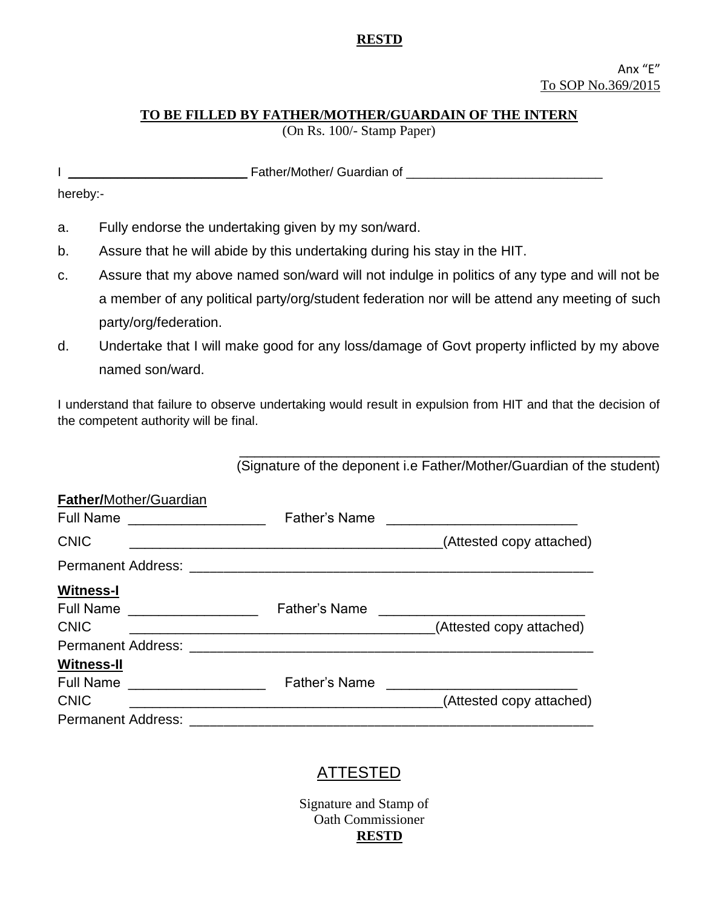**RESTD**

Anx "E"
To SOP No.369/2015

**TO BE FILLED BY FATHER/MOTHER/GUARDAIN OF THE INTERN**
(On Rs. 100/- Stamp Paper)

I ___________________________ Father/Mother/ Guardian of ____________________________ hereby:-

a. Fully endorse the undertaking given by my son/ward.

b. Assure that he will abide by this undertaking during his stay in the HIT.

c. Assure that my above named son/ward will not indulge in politics of any type and will not be a member of any political party/org/student federation nor will be attend any meeting of such party/org/federation.

d. Undertake that I will make good for any loss/damage of Govt property inflicted by my above named son/ward.

I understand that failure to observe undertaking would result in expulsion from HIT and that the decision of the competent authority will be final.

_________________________________________________________
(Signature of the deponent i.e Father/Mother/Guardian of the student)

**Father/**Mother/Guardian
Full Name __________________ Father's Name _________________________
CNIC _________________________________________(Attested copy attached)
Permanent Address: ______________________________________________________

**Witness-I**
Full Name _________________ Father's Name ___________________________
CNIC _______________________________________(Attested copy attached)
Permanent Address: ______________________________________________________

**Witness-II**
Full Name __________________ Father's Name _________________________
CNIC _________________________________________(Attested copy attached)
Permanent Address: ______________________________________________________

ATTESTED

Signature and Stamp of
Oath Commissioner

**RESTD**